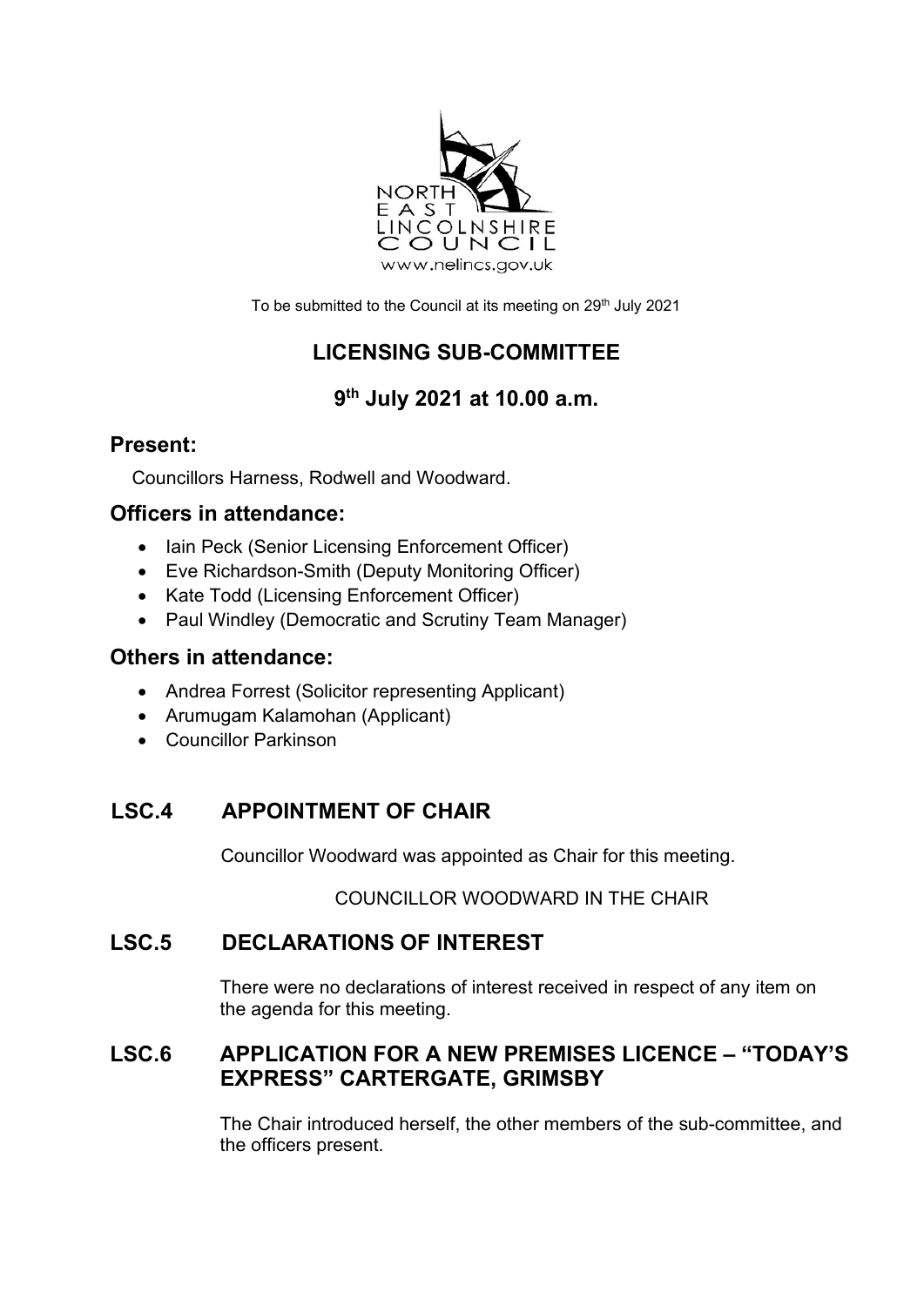To be submitted to the Council at its meeting on 29th July 2021

# LICENSING SUB-COMMITTEE

## 9th July 2021 at 10.00 a.m.

## Present:

Councillors Harness, Rodwell and Woodward.

## Officers in attendance:

- Iain Peck (Senior Licensing Enforcement Officer)
- Eve Richardson-Smith (Deputy Monitoring Officer)
- Kate Todd (Licensing Enforcement Officer)
- Paul Windley (Democratic and Scrutiny Team Manager)

## Others in attendance:

- Andrea Forrest (Solicitor representing Applicant)
- Arumugam Kalamohan (Applicant)
- Councillor Parkinson

## LSC.4 APPOINTMENT OF CHAIR

Councillor Woodward was appointed as Chair for this meeting.

COUNCILLOR WOODWARD IN THE CHAIR

## LSC.5 DECLARATIONS OF INTEREST

There were no declarations of interest received in respect of any item on the agenda for this meeting.

## LSC.6 APPLICATION FOR A NEW PREMISES LICENCE – "TODAY'S EXPRESS" CARTERGATE, GRIMSBY

The Chair introduced herself, the other members of the sub-committee, and the officers present.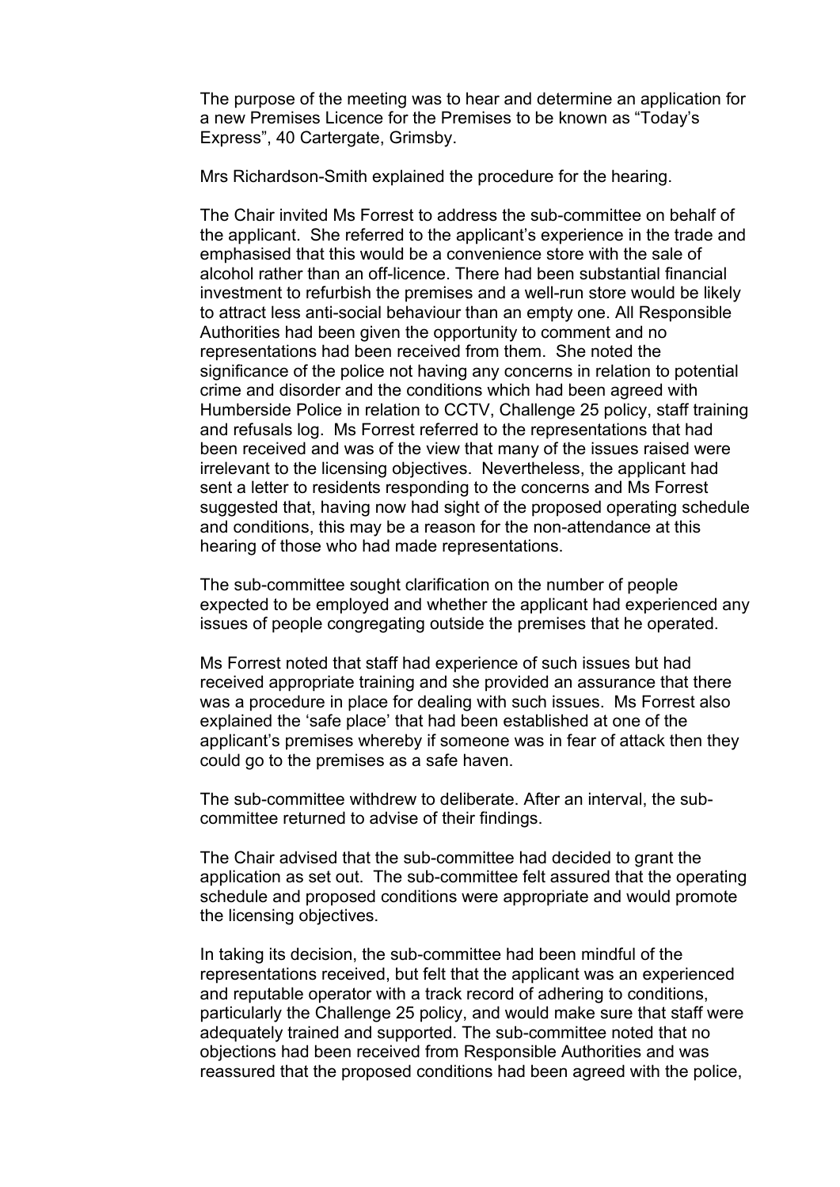The purpose of the meeting was to hear and determine an application for a new Premises Licence for the Premises to be known as "Today's Express", 40 Cartergate, Grimsby.

Mrs Richardson-Smith explained the procedure for the hearing.

The Chair invited Ms Forrest to address the sub-committee on behalf of the applicant. She referred to the applicant's experience in the trade and emphasised that this would be a convenience store with the sale of alcohol rather than an off-licence. There had been substantial financial investment to refurbish the premises and a well-run store would be likely to attract less anti-social behaviour than an empty one. All Responsible Authorities had been given the opportunity to comment and no representations had been received from them. She noted the significance of the police not having any concerns in relation to potential crime and disorder and the conditions which had been agreed with Humberside Police in relation to CCTV, Challenge 25 policy, staff training and refusals log. Ms Forrest referred to the representations that had been received and was of the view that many of the issues raised were irrelevant to the licensing objectives. Nevertheless, the applicant had sent a letter to residents responding to the concerns and Ms Forrest suggested that, having now had sight of the proposed operating schedule and conditions, this may be a reason for the non-attendance at this hearing of those who had made representations.

The sub-committee sought clarification on the number of people expected to be employed and whether the applicant had experienced any issues of people congregating outside the premises that he operated.

Ms Forrest noted that staff had experience of such issues but had received appropriate training and she provided an assurance that there was a procedure in place for dealing with such issues. Ms Forrest also explained the 'safe place' that had been established at one of the applicant's premises whereby if someone was in fear of attack then they could go to the premises as a safe haven.

The sub-committee withdrew to deliberate. After an interval, the sub-committee returned to advise of their findings.

The Chair advised that the sub-committee had decided to grant the application as set out. The sub-committee felt assured that the operating schedule and proposed conditions were appropriate and would promote the licensing objectives.

In taking its decision, the sub-committee had been mindful of the representations received, but felt that the applicant was an experienced and reputable operator with a track record of adhering to conditions, particularly the Challenge 25 policy, and would make sure that staff were adequately trained and supported. The sub-committee noted that no objections had been received from Responsible Authorities and was reassured that the proposed conditions had been agreed with the police,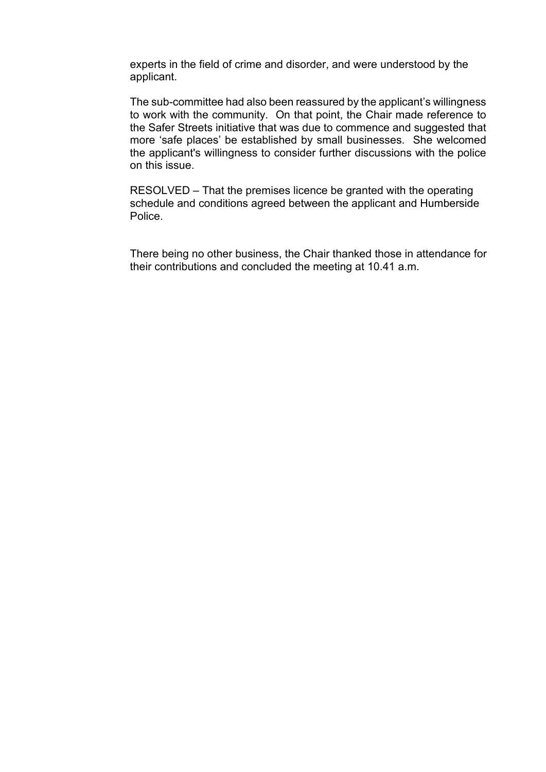experts in the field of crime and disorder, and were understood by the applicant.

The sub-committee had also been reassured by the applicant's willingness to work with the community. On that point, the Chair made reference to the Safer Streets initiative that was due to commence and suggested that more 'safe places' be established by small businesses. She welcomed the applicant's willingness to consider further discussions with the police on this issue.

RESOLVED – That the premises licence be granted with the operating schedule and conditions agreed between the applicant and Humberside Police.

There being no other business, the Chair thanked those in attendance for their contributions and concluded the meeting at 10.41 a.m.